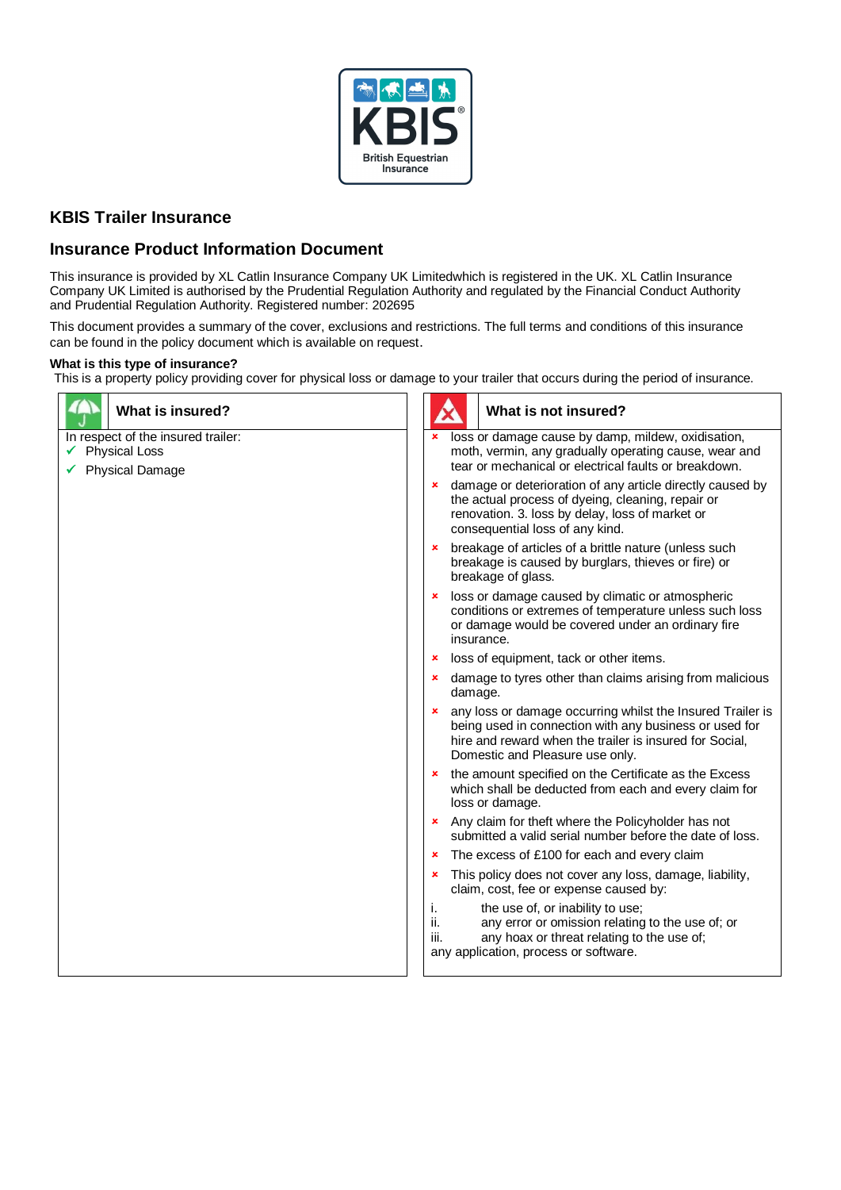# KBIS Trailer Insurance

## Insurance Product Information Document

This insurance is provided by XL Catlin Insurance Company UK Limitedwhich is registered in the UK. XL Catlin Insurance Company UK Limited is authorised by the Prudential Regulation Authority and regulated by the Financial Conduct Authority and Prudential Regulation Authority. Registered number: 202695

This document provides a summary of the cover, exclusions and restrictions. The full terms and conditions of this insurance can be found in the policy document which is available on request.

**What is this type of insurance?**

This is a property policy providing cover for physical loss or damage to your trailer that occurs during the period of insurance.

### What is insured?

In respect of the insured trailer:

- ✓ Physical Loss
- ✓ Physical Damage

### What is not insured?

- ✗ loss or damage cause by damp, mildew, oxidisation, moth, vermin, any gradually operating cause, wear and tear or mechanical or electrical faults or breakdown.
- ✗ damage or deterioration of any article directly caused by the actual process of dyeing, cleaning, repair or renovation. 3. loss by delay, loss of market or consequential loss of any kind.
- ✗ breakage of articles of a brittle nature (unless such breakage is caused by burglars, thieves or fire) or breakage of glass.
- ✗ loss or damage caused by climatic or atmospheric conditions or extremes of temperature unless such loss or damage would be covered under an ordinary fire insurance.
- ✗ loss of equipment, tack or other items.
- ✗ damage to tyres other than claims arising from malicious damage.
- ✗ any loss or damage occurring whilst the Insured Trailer is being used in connection with any business or used for hire and reward when the trailer is insured for Social, Domestic and Pleasure use only.
- ✗ the amount specified on the Certificate as the Excess which shall be deducted from each and every claim for loss or damage.
- ✗ Any claim for theft where the Policyholder has not submitted a valid serial number before the date of loss.
- ✗ The excess of £100 for each and every claim
- ✗ This policy does not cover any loss, damage, liability, claim, cost, fee or expense caused by:

i. the use of, or inability to use;
ii. any error or omission relating to the use of; or
iii. any hoax or threat relating to the use of;

any application, process or software.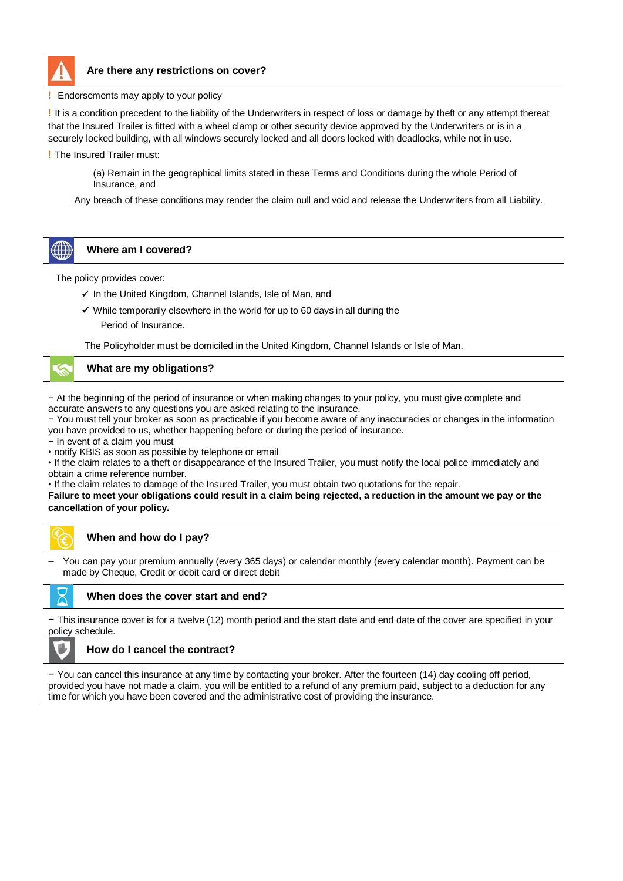## Are there any restrictions on cover?

! Endorsements may apply to your policy

! It is a condition precedent to the liability of the Underwriters in respect of loss or damage by theft or any attempt thereat that the Insured Trailer is fitted with a wheel clamp or other security device approved by the Underwriters or is in a securely locked building, with all windows securely locked and all doors locked with deadlocks, while not in use.

! The Insured Trailer must:

(a) Remain in the geographical limits stated in these Terms and Conditions during the whole Period of Insurance, and

Any breach of these conditions may render the claim null and void and release the Underwriters from all Liability.

## Where am I covered?

The policy provides cover:

- ✓ In the United Kingdom, Channel Islands, Isle of Man, and
- ✓ While temporarily elsewhere in the world for up to 60 days in all during the Period of Insurance.

The Policyholder must be domiciled in the United Kingdom, Channel Islands or Isle of Man.

## What are my obligations?

− At the beginning of the period of insurance or when making changes to your policy, you must give complete and accurate answers to any questions you are asked relating to the insurance.
− You must tell your broker as soon as practicable if you become aware of any inaccuracies or changes in the information you have provided to us, whether happening before or during the period of insurance.
− In event of a claim you must
• notify KBIS as soon as possible by telephone or email
• If the claim relates to a theft or disappearance of the Insured Trailer, you must notify the local police immediately and obtain a crime reference number.
• If the claim relates to damage of the Insured Trailer, you must obtain two quotations for the repair.
**Failure to meet your obligations could result in a claim being rejected, a reduction in the amount we pay or the cancellation of your policy.**

## When and how do I pay?

− You can pay your premium annually (every 365 days) or calendar monthly (every calendar month). Payment can be made by Cheque, Credit or debit card or direct debit

## When does the cover start and end?

− This insurance cover is for a twelve (12) month period and the start date and end date of the cover are specified in your policy schedule.

## How do I cancel the contract?

− You can cancel this insurance at any time by contacting your broker. After the fourteen (14) day cooling off period, provided you have not made a claim, you will be entitled to a refund of any premium paid, subject to a deduction for any time for which you have been covered and the administrative cost of providing the insurance.